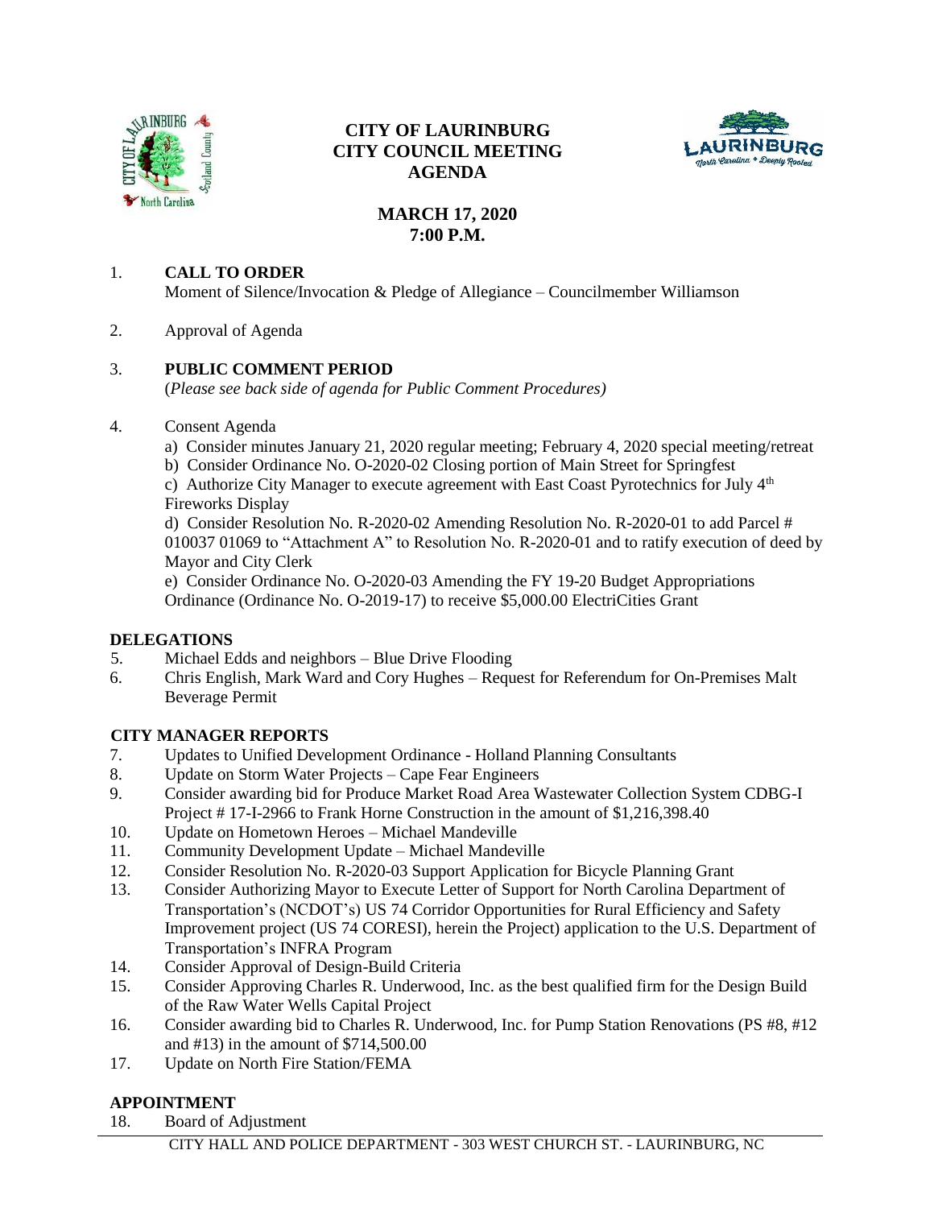# CITY OF LAURINBURG
# CITY COUNCIL MEETING
# AGENDA

## MARCH 17, 2020
## 7:00 P.M.

1. **CALL TO ORDER**
   Moment of Silence/Invocation & Pledge of Allegiance – Councilmember Williamson

2. Approval of Agenda

3. **PUBLIC COMMENT PERIOD**
   (*Please see back side of agenda for Public Comment Procedures)*

4. Consent Agenda
   a) Consider minutes January 21, 2020 regular meeting; February 4, 2020 special meeting/retreat
   b) Consider Ordinance No. O-2020-02 Closing portion of Main Street for Springfest
   c) Authorize City Manager to execute agreement with East Coast Pyrotechnics for July 4th Fireworks Display
   d) Consider Resolution No. R-2020-02 Amending Resolution No. R-2020-01 to add Parcel # 010037 01069 to "Attachment A" to Resolution No. R-2020-01 and to ratify execution of deed by Mayor and City Clerk
   e) Consider Ordinance No. O-2020-03 Amending the FY 19-20 Budget Appropriations Ordinance (Ordinance No. O-2019-17) to receive $5,000.00 ElectriCities Grant

**DELEGATIONS**

5. Michael Edds and neighbors – Blue Drive Flooding
6. Chris English, Mark Ward and Cory Hughes – Request for Referendum for On-Premises Malt Beverage Permit

**CITY MANAGER REPORTS**

7. Updates to Unified Development Ordinance - Holland Planning Consultants
8. Update on Storm Water Projects – Cape Fear Engineers
9. Consider awarding bid for Produce Market Road Area Wastewater Collection System CDBG-I Project # 17-I-2966 to Frank Horne Construction in the amount of $1,216,398.40
10. Update on Hometown Heroes – Michael Mandeville
11. Community Development Update – Michael Mandeville
12. Consider Resolution No. R-2020-03 Support Application for Bicycle Planning Grant
13. Consider Authorizing Mayor to Execute Letter of Support for North Carolina Department of Transportation's (NCDOT's) US 74 Corridor Opportunities for Rural Efficiency and Safety Improvement project (US 74 CORESI), herein the Project) application to the U.S. Department of Transportation's INFRA Program
14. Consider Approval of Design-Build Criteria
15. Consider Approving Charles R. Underwood, Inc. as the best qualified firm for the Design Build of the Raw Water Wells Capital Project
16. Consider awarding bid to Charles R. Underwood, Inc. for Pump Station Renovations (PS #8, #12 and #13) in the amount of $714,500.00
17. Update on North Fire Station/FEMA

**APPOINTMENT**

18. Board of Adjustment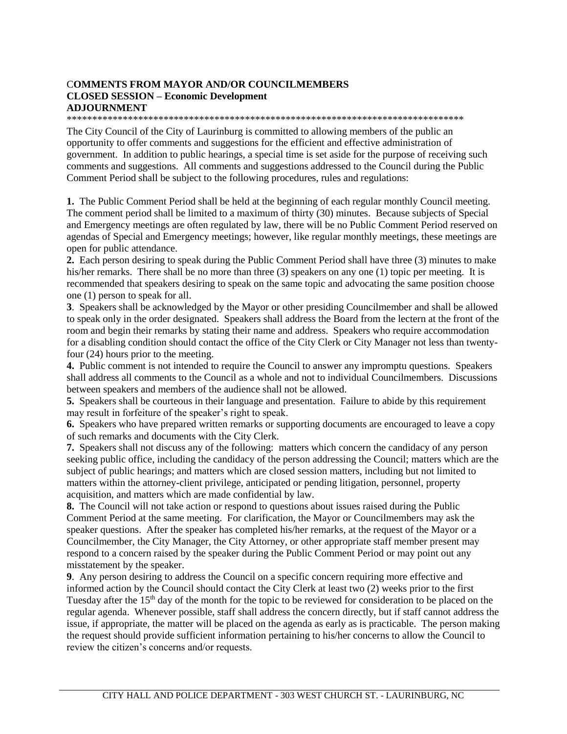**COMMENTS FROM MAYOR AND/OR COUNCILMEMBERS**
**CLOSED SESSION – Economic Development**
**ADJOURNMENT**

*******************************************************************************

The City Council of the City of Laurinburg is committed to allowing members of the public an opportunity to offer comments and suggestions for the efficient and effective administration of government. In addition to public hearings, a special time is set aside for the purpose of receiving such comments and suggestions. All comments and suggestions addressed to the Council during the Public Comment Period shall be subject to the following procedures, rules and regulations:

**1.** The Public Comment Period shall be held at the beginning of each regular monthly Council meeting. The comment period shall be limited to a maximum of thirty (30) minutes. Because subjects of Special and Emergency meetings are often regulated by law, there will be no Public Comment Period reserved on agendas of Special and Emergency meetings; however, like regular monthly meetings, these meetings are open for public attendance.

**2.** Each person desiring to speak during the Public Comment Period shall have three (3) minutes to make his/her remarks. There shall be no more than three (3) speakers on any one (1) topic per meeting. It is recommended that speakers desiring to speak on the same topic and advocating the same position choose one (1) person to speak for all.

**3**. Speakers shall be acknowledged by the Mayor or other presiding Councilmember and shall be allowed to speak only in the order designated. Speakers shall address the Board from the lectern at the front of the room and begin their remarks by stating their name and address. Speakers who require accommodation for a disabling condition should contact the office of the City Clerk or City Manager not less than twenty-four (24) hours prior to the meeting.

**4.** Public comment is not intended to require the Council to answer any impromptu questions. Speakers shall address all comments to the Council as a whole and not to individual Councilmembers. Discussions between speakers and members of the audience shall not be allowed.

**5.** Speakers shall be courteous in their language and presentation. Failure to abide by this requirement may result in forfeiture of the speaker's right to speak.

**6.** Speakers who have prepared written remarks or supporting documents are encouraged to leave a copy of such remarks and documents with the City Clerk.

**7.** Speakers shall not discuss any of the following: matters which concern the candidacy of any person seeking public office, including the candidacy of the person addressing the Council; matters which are the subject of public hearings; and matters which are closed session matters, including but not limited to matters within the attorney-client privilege, anticipated or pending litigation, personnel, property acquisition, and matters which are made confidential by law.

**8.** The Council will not take action or respond to questions about issues raised during the Public Comment Period at the same meeting. For clarification, the Mayor or Councilmembers may ask the speaker questions. After the speaker has completed his/her remarks, at the request of the Mayor or a Councilmember, the City Manager, the City Attorney, or other appropriate staff member present may respond to a concern raised by the speaker during the Public Comment Period or may point out any misstatement by the speaker.

**9**. Any person desiring to address the Council on a specific concern requiring more effective and informed action by the Council should contact the City Clerk at least two (2) weeks prior to the first Tuesday after the 15th day of the month for the topic to be reviewed for consideration to be placed on the regular agenda. Whenever possible, staff shall address the concern directly, but if staff cannot address the issue, if appropriate, the matter will be placed on the agenda as early as is practicable. The person making the request should provide sufficient information pertaining to his/her concerns to allow the Council to review the citizen's concerns and/or requests.